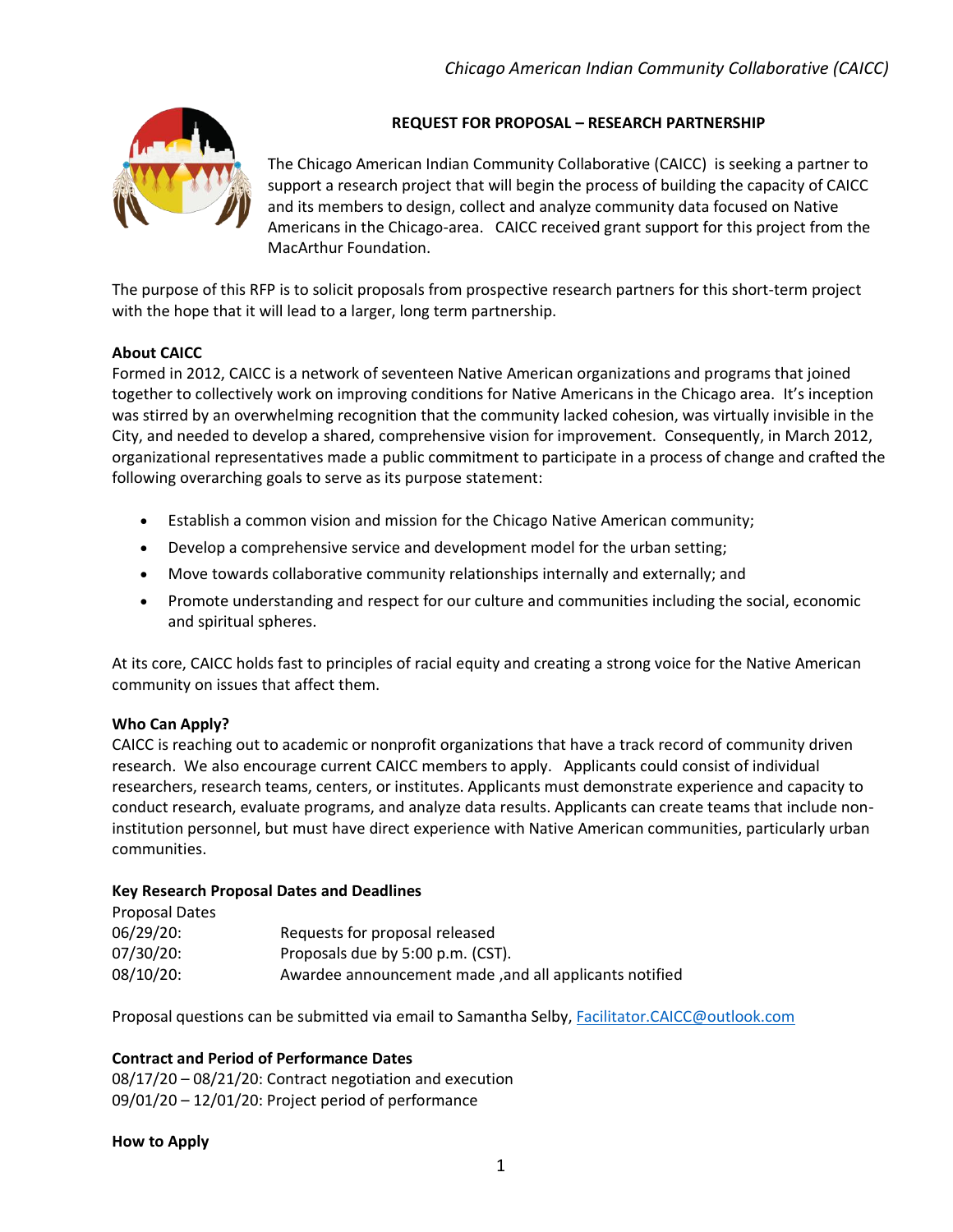## REQUEST FOR PROPOSAL – RESEARCH PARTNERSHIP

The Chicago American Indian Community Collaborative (CAICC) is seeking a partner to support a research project that will begin the process of building the capacity of CAICC and its members to design, collect and analyze community data focused on Native Americans in the Chicago-area. CAICC received grant support for this project from the MacArthur Foundation.

The purpose of this RFP is to solicit proposals from prospective research partners for this short-term project with the hope that it will lead to a larger, long term partnership.

**About CAICC**

Formed in 2012, CAICC is a network of seventeen Native American organizations and programs that joined together to collectively work on improving conditions for Native Americans in the Chicago area. It's inception was stirred by an overwhelming recognition that the community lacked cohesion, was virtually invisible in the City, and needed to develop a shared, comprehensive vision for improvement. Consequently, in March 2012, organizational representatives made a public commitment to participate in a process of change and crafted the following overarching goals to serve as its purpose statement:

- Establish a common vision and mission for the Chicago Native American community;
- Develop a comprehensive service and development model for the urban setting;
- Move towards collaborative community relationships internally and externally; and
- Promote understanding and respect for our culture and communities including the social, economic and spiritual spheres.

At its core, CAICC holds fast to principles of racial equity and creating a strong voice for the Native American community on issues that affect them.

**Who Can Apply?**

CAICC is reaching out to academic or nonprofit organizations that have a track record of community driven research. We also encourage current CAICC members to apply. Applicants could consist of individual researchers, research teams, centers, or institutes. Applicants must demonstrate experience and capacity to conduct research, evaluate programs, and analyze data results. Applicants can create teams that include non-institution personnel, but must have direct experience with Native American communities, particularly urban communities.

**Key Research Proposal Dates and Deadlines**

Proposal Dates

06/29/20: Requests for proposal released
07/30/20: Proposals due by 5:00 p.m. (CST).
08/10/20: Awardee announcement made ,and all applicants notified

Proposal questions can be submitted via email to Samantha Selby, Facilitator.CAICC@outlook.com

**Contract and Period of Performance Dates**

08/17/20 – 08/21/20: Contract negotiation and execution
09/01/20 – 12/01/20: Project period of performance

**How to Apply**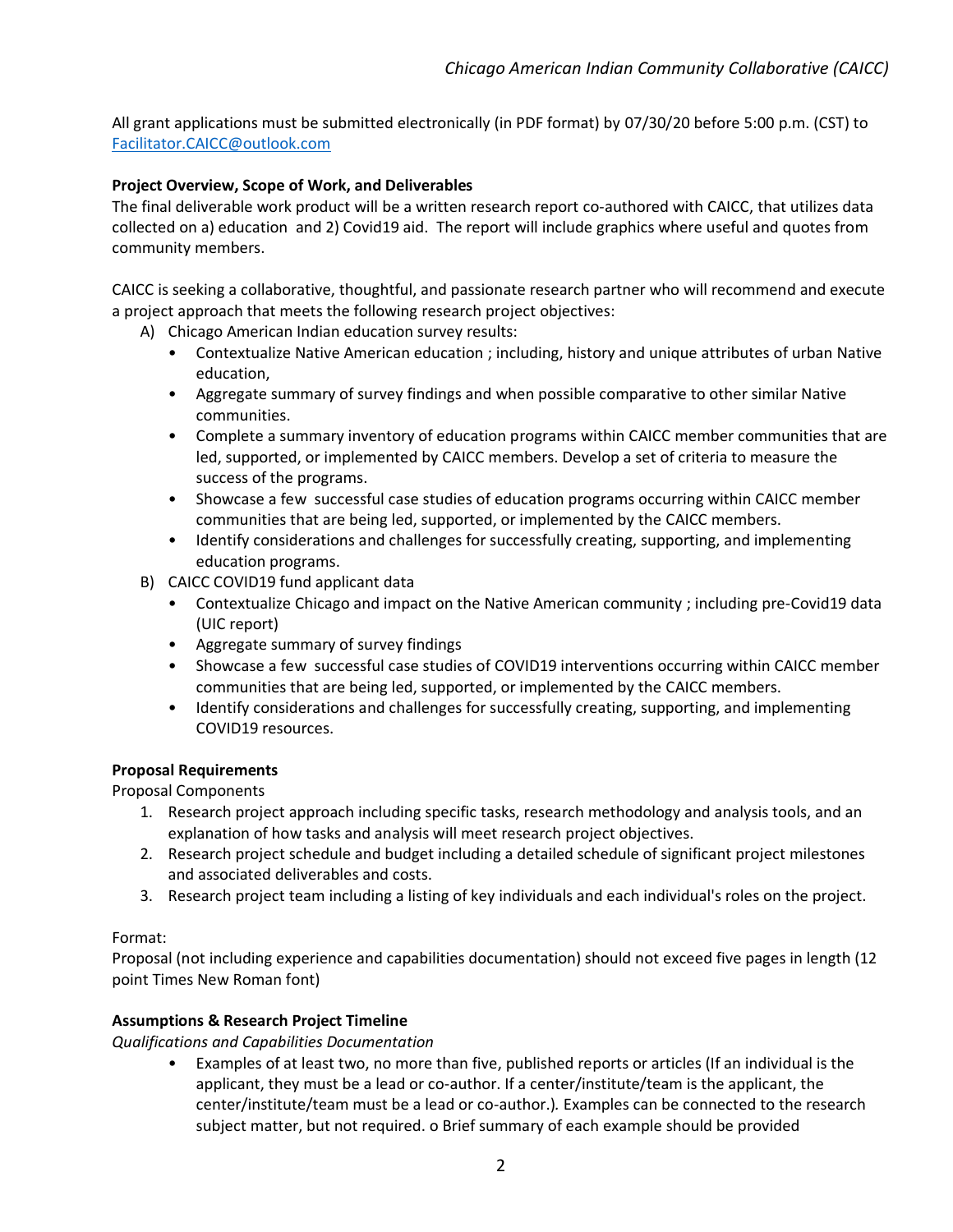All grant applications must be submitted electronically (in PDF format) by 07/30/20 before 5:00 p.m. (CST) to [Facilitator.CAICC@outlook.com](mailto:Facilitator.CAICC@outlook.com)

**Project Overview, Scope of Work, and Deliverables**

The final deliverable work product will be a written research report co-authored with CAICC, that utilizes data collected on a) education and 2) Covid19 aid. The report will include graphics where useful and quotes from community members.

CAICC is seeking a collaborative, thoughtful, and passionate research partner who will recommend and execute a project approach that meets the following research project objectives:

A) Chicago American Indian education survey results:
   - Contextualize Native American education ; including, history and unique attributes of urban Native education,
   - Aggregate summary of survey findings and when possible comparative to other similar Native communities.
   - Complete a summary inventory of education programs within CAICC member communities that are led, supported, or implemented by CAICC members. Develop a set of criteria to measure the success of the programs.
   - Showcase a few successful case studies of education programs occurring within CAICC member communities that are being led, supported, or implemented by the CAICC members.
   - Identify considerations and challenges for successfully creating, supporting, and implementing education programs.

B) CAICC COVID19 fund applicant data
   - Contextualize Chicago and impact on the Native American community ; including pre-Covid19 data (UIC report)
   - Aggregate summary of survey findings
   - Showcase a few successful case studies of COVID19 interventions occurring within CAICC member communities that are being led, supported, or implemented by the CAICC members.
   - Identify considerations and challenges for successfully creating, supporting, and implementing COVID19 resources.

**Proposal Requirements**

Proposal Components

1. Research project approach including specific tasks, research methodology and analysis tools, and an explanation of how tasks and analysis will meet research project objectives.
2. Research project schedule and budget including a detailed schedule of significant project milestones and associated deliverables and costs.
3. Research project team including a listing of key individuals and each individual's roles on the project.

Format:

Proposal (not including experience and capabilities documentation) should not exceed five pages in length (12 point Times New Roman font)

**Assumptions & Research Project Timeline**

*Qualifications and Capabilities Documentation*

- Examples of at least two, no more than five, published reports or articles (If an individual is the applicant, they must be a lead or co-author. If a center/institute/team is the applicant, the center/institute/team must be a lead or co-author.). Examples can be connected to the research subject matter, but not required. o Brief summary of each example should be provided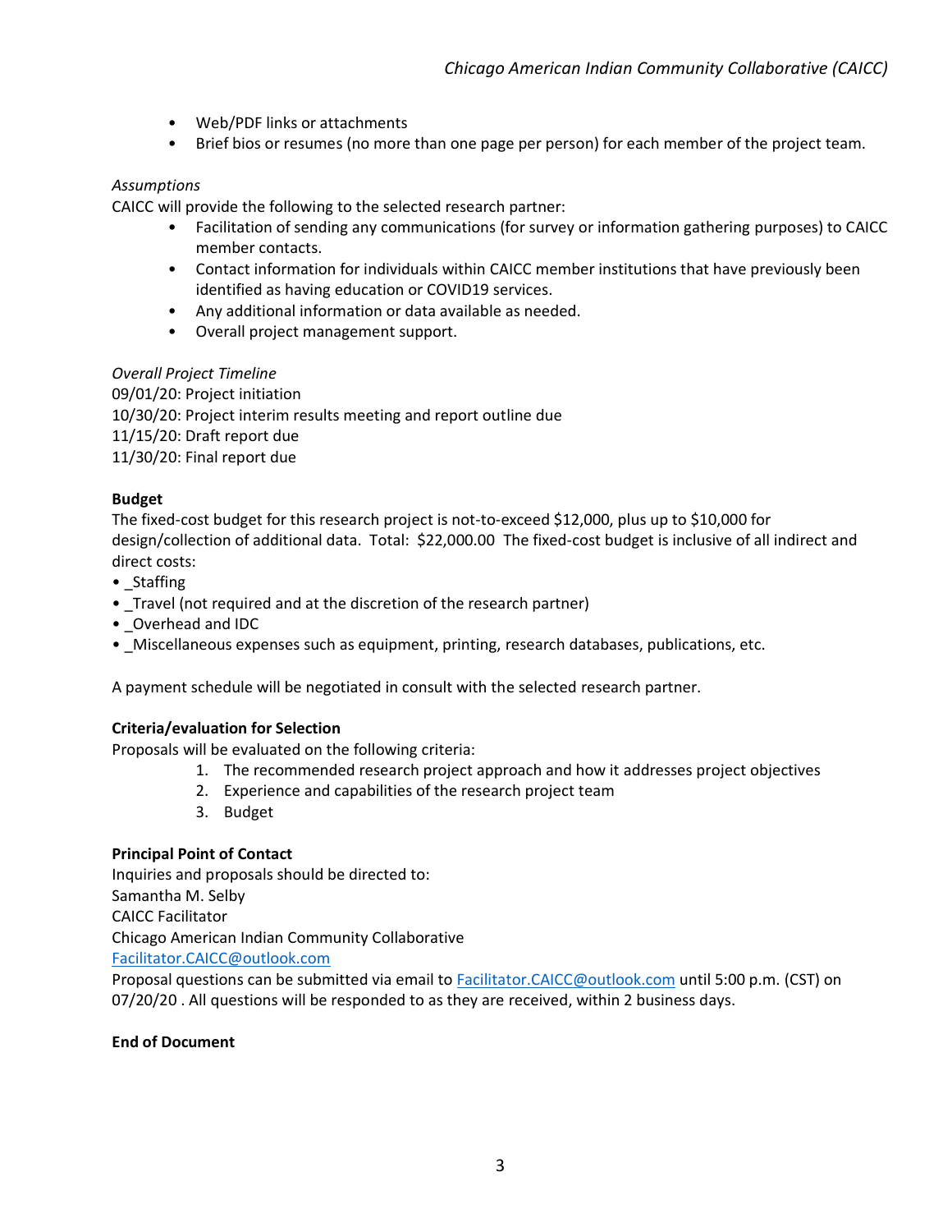- Web/PDF links or attachments
- Brief bios or resumes (no more than one page per person) for each member of the project team.

*Assumptions*

CAICC will provide the following to the selected research partner:

- Facilitation of sending any communications (for survey or information gathering purposes) to CAICC member contacts.
- Contact information for individuals within CAICC member institutions that have previously been identified as having education or COVID19 services.
- Any additional information or data available as needed.
- Overall project management support.

*Overall Project Timeline*

09/01/20: Project initiation
10/30/20: Project interim results meeting and report outline due
11/15/20: Draft report due
11/30/20: Final report due

**Budget**

The fixed-cost budget for this research project is not-to-exceed $12,000, plus up to $10,000 for design/collection of additional data. Total: $22,000.00 The fixed-cost budget is inclusive of all indirect and direct costs:

- _Staffing
- _Travel (not required and at the discretion of the research partner)
- _Overhead and IDC
- _Miscellaneous expenses such as equipment, printing, research databases, publications, etc.

A payment schedule will be negotiated in consult with the selected research partner.

**Criteria/evaluation for Selection**

Proposals will be evaluated on the following criteria:

1. The recommended research project approach and how it addresses project objectives
2. Experience and capabilities of the research project team
3. Budget

**Principal Point of Contact**

Inquiries and proposals should be directed to:
Samantha M. Selby
CAICC Facilitator
Chicago American Indian Community Collaborative
Facilitator.CAICC@outlook.com
Proposal questions can be submitted via email to Facilitator.CAICC@outlook.com until 5:00 p.m. (CST) on 07/20/20 . All questions will be responded to as they are received, within 2 business days.

**End of Document**